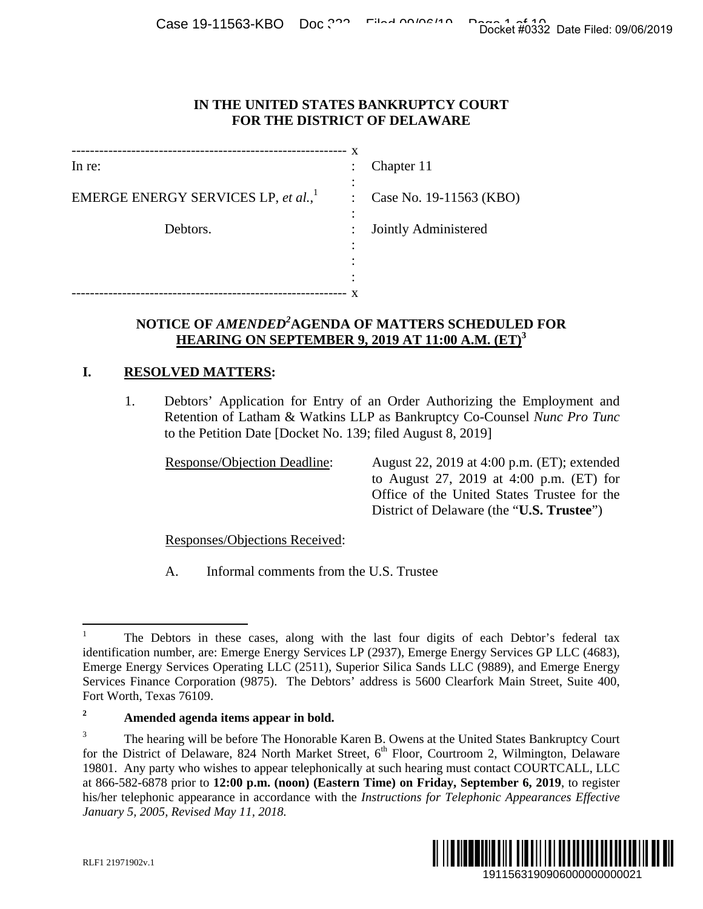**IN THE UNITED STATES BANKRUPTCY COURT**
**FOR THE DISTRICT OF DELAWARE**

| | | |
|---|---|---|
| In re: | : | Chapter 11 |
| EMERGE ENERGY SERVICES LP, *et al.*,[1] | : | Case No. 19-11563 (KBO) |
| Debtors. | : | Jointly Administered |

## NOTICE OF *AMENDED*[2] AGENDA OF MATTERS SCHEDULED FOR HEARING ON SEPTEMBER 9, 2019 AT 11:00 A.M. (ET)[3]

**I. RESOLVED MATTERS:**

1. Debtors' Application for Entry of an Order Authorizing the Employment and Retention of Latham & Watkins LLP as Bankruptcy Co-Counsel *Nunc Pro Tunc* to the Petition Date [Docket No. 139; filed August 8, 2019]

   Response/Objection Deadline: August 22, 2019 at 4:00 p.m. (ET); extended to August 27, 2019 at 4:00 p.m. (ET) for Office of the United States Trustee for the District of Delaware (the "**U.S. Trustee**")

   Responses/Objections Received:

   A. Informal comments from the U.S. Trustee

---

[1] The Debtors in these cases, along with the last four digits of each Debtor's federal tax identification number, are: Emerge Energy Services LP (2937), Emerge Energy Services GP LLC (4683), Emerge Energy Services Operating LLC (2511), Superior Silica Sands LLC (9889), and Emerge Energy Services Finance Corporation (9875). The Debtors' address is 5600 Clearfork Main Street, Suite 400, Fort Worth, Texas 76109.

[2] **Amended agenda items appear in bold.**

[3] The hearing will be before The Honorable Karen B. Owens at the United States Bankruptcy Court for the District of Delaware, 824 North Market Street, 6th Floor, Courtroom 2, Wilmington, Delaware 19801. Any party who wishes to appear telephonically at such hearing must contact COURTCALL, LLC at 866-582-6878 prior to **12:00 p.m. (noon) (Eastern Time) on Friday, September 6, 2019**, to register his/her telephonic appearance in accordance with the *Instructions for Telephonic Appearances Effective January 5, 2005, Revised May 11, 2018.*

RLF1 21971902v.1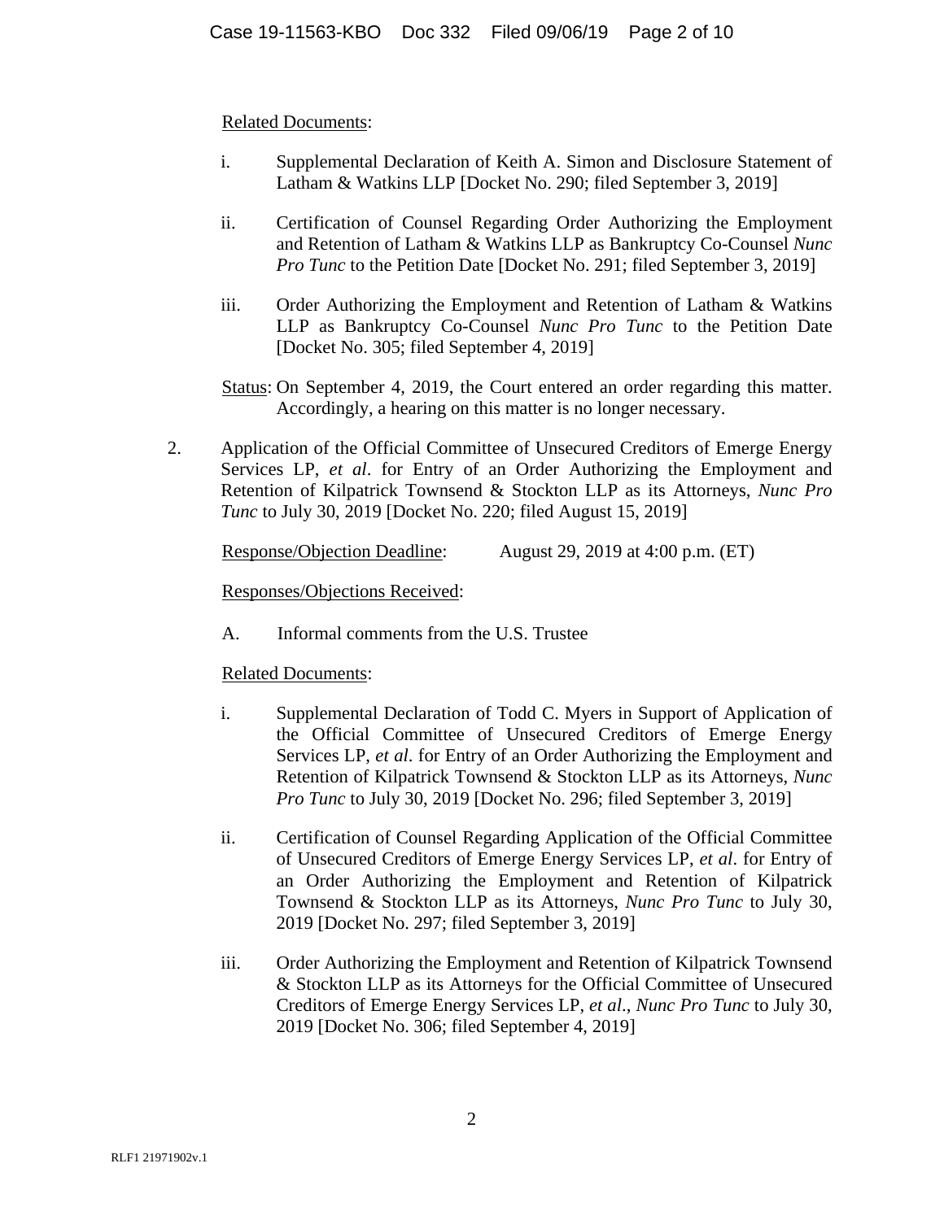Related Documents:

i. Supplemental Declaration of Keith A. Simon and Disclosure Statement of Latham & Watkins LLP [Docket No. 290; filed September 3, 2019]

ii. Certification of Counsel Regarding Order Authorizing the Employment and Retention of Latham & Watkins LLP as Bankruptcy Co-Counsel *Nunc Pro Tunc* to the Petition Date [Docket No. 291; filed September 3, 2019]

iii. Order Authorizing the Employment and Retention of Latham & Watkins LLP as Bankruptcy Co-Counsel *Nunc Pro Tunc* to the Petition Date [Docket No. 305; filed September 4, 2019]

Status: On September 4, 2019, the Court entered an order regarding this matter. Accordingly, a hearing on this matter is no longer necessary.

2. Application of the Official Committee of Unsecured Creditors of Emerge Energy Services LP, *et al*. for Entry of an Order Authorizing the Employment and Retention of Kilpatrick Townsend & Stockton LLP as its Attorneys, *Nunc Pro Tunc* to July 30, 2019 [Docket No. 220; filed August 15, 2019]

Response/Objection Deadline: August 29, 2019 at 4:00 p.m. (ET)

Responses/Objections Received:

A. Informal comments from the U.S. Trustee

Related Documents:

i. Supplemental Declaration of Todd C. Myers in Support of Application of the Official Committee of Unsecured Creditors of Emerge Energy Services LP, *et al*. for Entry of an Order Authorizing the Employment and Retention of Kilpatrick Townsend & Stockton LLP as its Attorneys, *Nunc Pro Tunc* to July 30, 2019 [Docket No. 296; filed September 3, 2019]

ii. Certification of Counsel Regarding Application of the Official Committee of Unsecured Creditors of Emerge Energy Services LP, *et al*. for Entry of an Order Authorizing the Employment and Retention of Kilpatrick Townsend & Stockton LLP as its Attorneys, *Nunc Pro Tunc* to July 30, 2019 [Docket No. 297; filed September 3, 2019]

iii. Order Authorizing the Employment and Retention of Kilpatrick Townsend & Stockton LLP as its Attorneys for the Official Committee of Unsecured Creditors of Emerge Energy Services LP, *et al*., *Nunc Pro Tunc* to July 30, 2019 [Docket No. 306; filed September 4, 2019]

RLF1 21971902v.1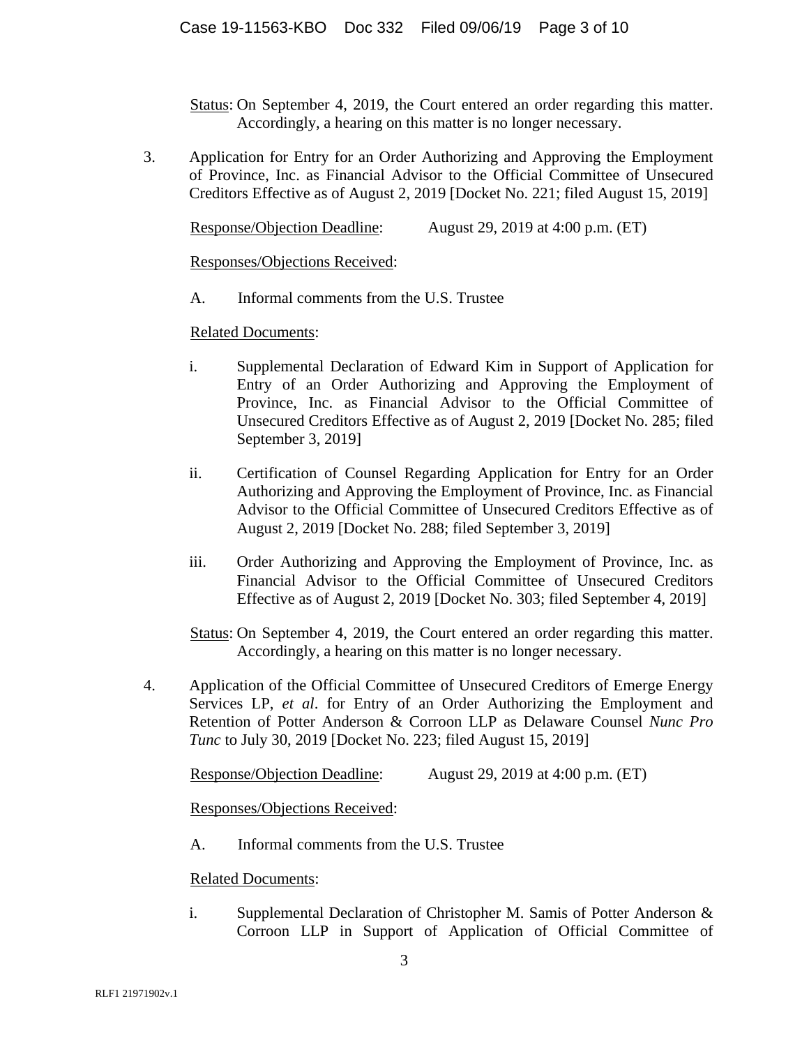Status: On September 4, 2019, the Court entered an order regarding this matter. Accordingly, a hearing on this matter is no longer necessary.

3. Application for Entry for an Order Authorizing and Approving the Employment of Province, Inc. as Financial Advisor to the Official Committee of Unsecured Creditors Effective as of August 2, 2019 [Docket No. 221; filed August 15, 2019]

   Response/Objection Deadline: August 29, 2019 at 4:00 p.m. (ET)

   Responses/Objections Received:

   A. Informal comments from the U.S. Trustee

   Related Documents:

   i. Supplemental Declaration of Edward Kim in Support of Application for Entry of an Order Authorizing and Approving the Employment of Province, Inc. as Financial Advisor to the Official Committee of Unsecured Creditors Effective as of August 2, 2019 [Docket No. 285; filed September 3, 2019]

   ii. Certification of Counsel Regarding Application for Entry for an Order Authorizing and Approving the Employment of Province, Inc. as Financial Advisor to the Official Committee of Unsecured Creditors Effective as of August 2, 2019 [Docket No. 288; filed September 3, 2019]

   iii. Order Authorizing and Approving the Employment of Province, Inc. as Financial Advisor to the Official Committee of Unsecured Creditors Effective as of August 2, 2019 [Docket No. 303; filed September 4, 2019]

   Status: On September 4, 2019, the Court entered an order regarding this matter. Accordingly, a hearing on this matter is no longer necessary.

4. Application of the Official Committee of Unsecured Creditors of Emerge Energy Services LP, *et al*. for Entry of an Order Authorizing the Employment and Retention of Potter Anderson & Corroon LLP as Delaware Counsel *Nunc Pro Tunc* to July 30, 2019 [Docket No. 223; filed August 15, 2019]

   Response/Objection Deadline: August 29, 2019 at 4:00 p.m. (ET)

   Responses/Objections Received:

   A. Informal comments from the U.S. Trustee

   Related Documents:

   i. Supplemental Declaration of Christopher M. Samis of Potter Anderson & Corroon LLP in Support of Application of Official Committee of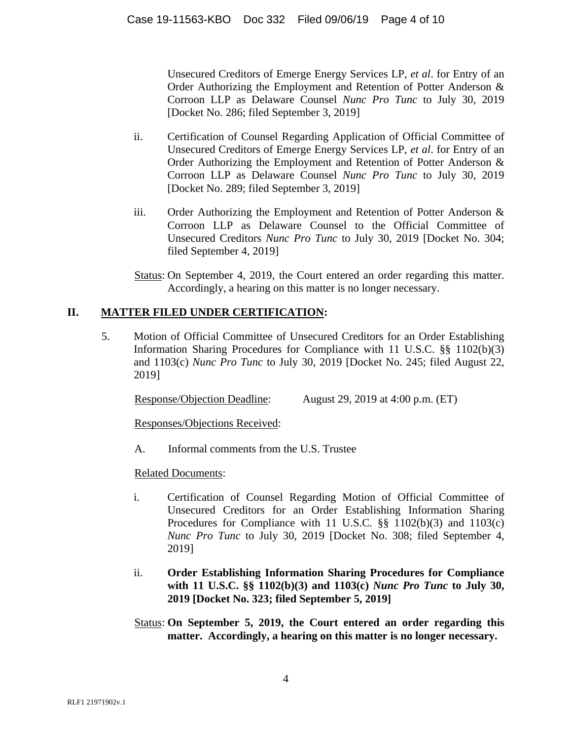Unsecured Creditors of Emerge Energy Services LP, *et al*. for Entry of an Order Authorizing the Employment and Retention of Potter Anderson & Corroon LLP as Delaware Counsel *Nunc Pro Tunc* to July 30, 2019 [Docket No. 286; filed September 3, 2019]

ii. Certification of Counsel Regarding Application of Official Committee of Unsecured Creditors of Emerge Energy Services LP, *et al*. for Entry of an Order Authorizing the Employment and Retention of Potter Anderson & Corroon LLP as Delaware Counsel *Nunc Pro Tunc* to July 30, 2019 [Docket No. 289; filed September 3, 2019]

iii. Order Authorizing the Employment and Retention of Potter Anderson & Corroon LLP as Delaware Counsel to the Official Committee of Unsecured Creditors *Nunc Pro Tunc* to July 30, 2019 [Docket No. 304; filed September 4, 2019]

Status: On September 4, 2019, the Court entered an order regarding this matter. Accordingly, a hearing on this matter is no longer necessary.

## II. MATTER FILED UNDER CERTIFICATION:

5. Motion of Official Committee of Unsecured Creditors for an Order Establishing Information Sharing Procedures for Compliance with 11 U.S.C. §§ 1102(b)(3) and 1103(c) *Nunc Pro Tunc* to July 30, 2019 [Docket No. 245; filed August 22, 2019]

Response/Objection Deadline: August 29, 2019 at 4:00 p.m. (ET)

Responses/Objections Received:

A. Informal comments from the U.S. Trustee

Related Documents:

i. Certification of Counsel Regarding Motion of Official Committee of Unsecured Creditors for an Order Establishing Information Sharing Procedures for Compliance with 11 U.S.C. §§ 1102(b)(3) and 1103(c) *Nunc Pro Tunc* to July 30, 2019 [Docket No. 308; filed September 4, 2019]

ii. **Order Establishing Information Sharing Procedures for Compliance with 11 U.S.C. §§ 1102(b)(3) and 1103(c) *Nunc Pro Tunc* to July 30, 2019 [Docket No. 323; filed September 5, 2019]**

Status: **On September 5, 2019, the Court entered an order regarding this matter. Accordingly, a hearing on this matter is no longer necessary.**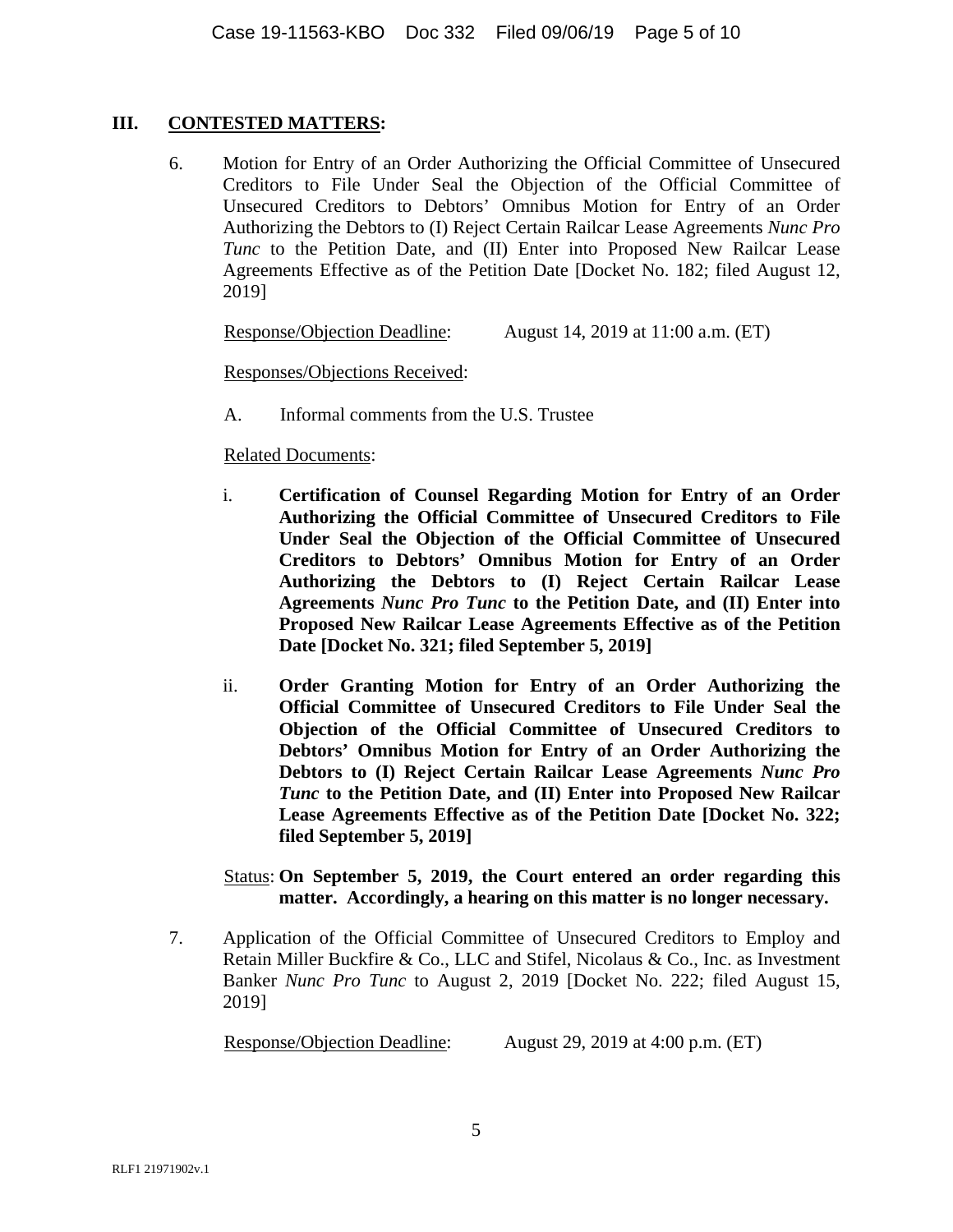## III. **CONTESTED MATTERS:**

6. Motion for Entry of an Order Authorizing the Official Committee of Unsecured Creditors to File Under Seal the Objection of the Official Committee of Unsecured Creditors to Debtors' Omnibus Motion for Entry of an Order Authorizing the Debtors to (I) Reject Certain Railcar Lease Agreements *Nunc Pro Tunc* to the Petition Date, and (II) Enter into Proposed New Railcar Lease Agreements Effective as of the Petition Date [Docket No. 182; filed August 12, 2019]

   Response/Objection Deadline: August 14, 2019 at 11:00 a.m. (ET)

   Responses/Objections Received:

   A. Informal comments from the U.S. Trustee

   Related Documents:

   i. **Certification of Counsel Regarding Motion for Entry of an Order Authorizing the Official Committee of Unsecured Creditors to File Under Seal the Objection of the Official Committee of Unsecured Creditors to Debtors' Omnibus Motion for Entry of an Order Authorizing the Debtors to (I) Reject Certain Railcar Lease Agreements *Nunc Pro Tunc* to the Petition Date, and (II) Enter into Proposed New Railcar Lease Agreements Effective as of the Petition Date [Docket No. 321; filed September 5, 2019]**

   ii. **Order Granting Motion for Entry of an Order Authorizing the Official Committee of Unsecured Creditors to File Under Seal the Objection of the Official Committee of Unsecured Creditors to Debtors' Omnibus Motion for Entry of an Order Authorizing the Debtors to (I) Reject Certain Railcar Lease Agreements *Nunc Pro Tunc* to the Petition Date, and (II) Enter into Proposed New Railcar Lease Agreements Effective as of the Petition Date [Docket No. 322; filed September 5, 2019]**

   Status: **On September 5, 2019, the Court entered an order regarding this matter. Accordingly, a hearing on this matter is no longer necessary.**

7. Application of the Official Committee of Unsecured Creditors to Employ and Retain Miller Buckfire & Co., LLC and Stifel, Nicolaus & Co., Inc. as Investment Banker *Nunc Pro Tunc* to August 2, 2019 [Docket No. 222; filed August 15, 2019]

   Response/Objection Deadline: August 29, 2019 at 4:00 p.m. (ET)

RLF1 21971902v.1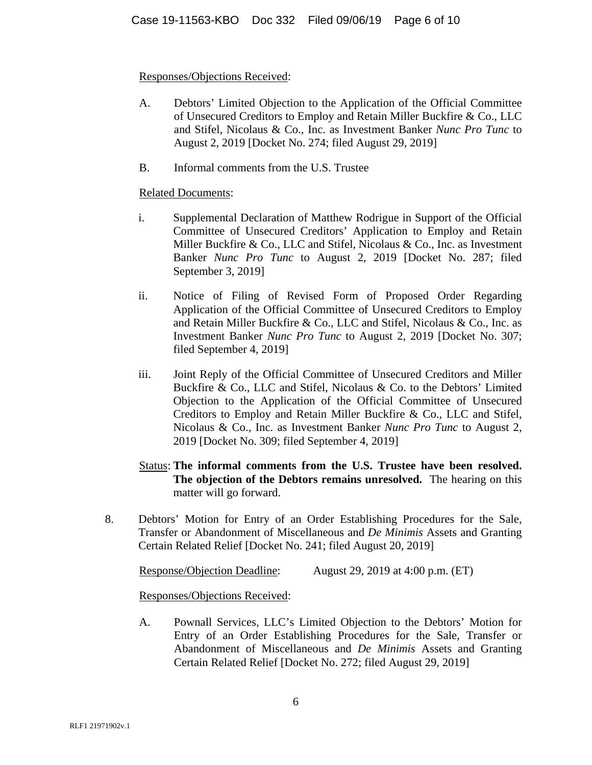Responses/Objections Received:

A. Debtors' Limited Objection to the Application of the Official Committee of Unsecured Creditors to Employ and Retain Miller Buckfire & Co., LLC and Stifel, Nicolaus & Co., Inc. as Investment Banker *Nunc Pro Tunc* to August 2, 2019 [Docket No. 274; filed August 29, 2019]

B. Informal comments from the U.S. Trustee

Related Documents:

i. Supplemental Declaration of Matthew Rodrigue in Support of the Official Committee of Unsecured Creditors' Application to Employ and Retain Miller Buckfire & Co., LLC and Stifel, Nicolaus & Co., Inc. as Investment Banker *Nunc Pro Tunc* to August 2, 2019 [Docket No. 287; filed September 3, 2019]

ii. Notice of Filing of Revised Form of Proposed Order Regarding Application of the Official Committee of Unsecured Creditors to Employ and Retain Miller Buckfire & Co., LLC and Stifel, Nicolaus & Co., Inc. as Investment Banker *Nunc Pro Tunc* to August 2, 2019 [Docket No. 307; filed September 4, 2019]

iii. Joint Reply of the Official Committee of Unsecured Creditors and Miller Buckfire & Co., LLC and Stifel, Nicolaus & Co. to the Debtors' Limited Objection to the Application of the Official Committee of Unsecured Creditors to Employ and Retain Miller Buckfire & Co., LLC and Stifel, Nicolaus & Co., Inc. as Investment Banker *Nunc Pro Tunc* to August 2, 2019 [Docket No. 309; filed September 4, 2019]

Status: **The informal comments from the U.S. Trustee have been resolved. The objection of the Debtors remains unresolved.** The hearing on this matter will go forward.

8. Debtors' Motion for Entry of an Order Establishing Procedures for the Sale, Transfer or Abandonment of Miscellaneous and *De Minimis* Assets and Granting Certain Related Relief [Docket No. 241; filed August 20, 2019]

Response/Objection Deadline: August 29, 2019 at 4:00 p.m. (ET)

Responses/Objections Received:

A. Pownall Services, LLC's Limited Objection to the Debtors' Motion for Entry of an Order Establishing Procedures for the Sale, Transfer or Abandonment of Miscellaneous and *De Minimis* Assets and Granting Certain Related Relief [Docket No. 272; filed August 29, 2019]

RLF1 21971902v.1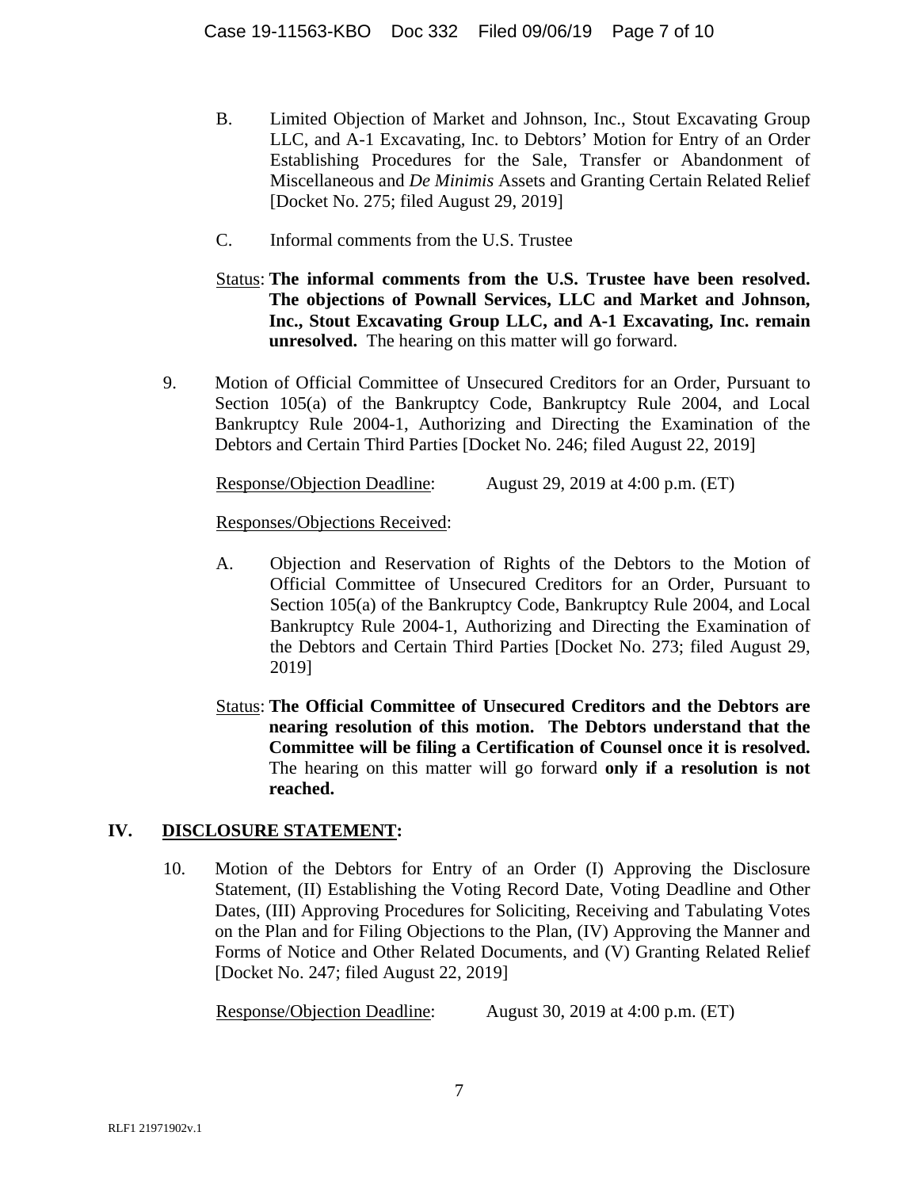B. Limited Objection of Market and Johnson, Inc., Stout Excavating Group LLC, and A-1 Excavating, Inc. to Debtors' Motion for Entry of an Order Establishing Procedures for the Sale, Transfer or Abandonment of Miscellaneous and *De Minimis* Assets and Granting Certain Related Relief [Docket No. 275; filed August 29, 2019]

C. Informal comments from the U.S. Trustee

Status: **The informal comments from the U.S. Trustee have been resolved. The objections of Pownall Services, LLC and Market and Johnson, Inc., Stout Excavating Group LLC, and A-1 Excavating, Inc. remain unresolved.** The hearing on this matter will go forward.

9. Motion of Official Committee of Unsecured Creditors for an Order, Pursuant to Section 105(a) of the Bankruptcy Code, Bankruptcy Rule 2004, and Local Bankruptcy Rule 2004-1, Authorizing and Directing the Examination of the Debtors and Certain Third Parties [Docket No. 246; filed August 22, 2019]

Response/Objection Deadline: August 29, 2019 at 4:00 p.m. (ET)

Responses/Objections Received:

A. Objection and Reservation of Rights of the Debtors to the Motion of Official Committee of Unsecured Creditors for an Order, Pursuant to Section 105(a) of the Bankruptcy Code, Bankruptcy Rule 2004, and Local Bankruptcy Rule 2004-1, Authorizing and Directing the Examination of the Debtors and Certain Third Parties [Docket No. 273; filed August 29, 2019]

Status: **The Official Committee of Unsecured Creditors and the Debtors are nearing resolution of this motion. The Debtors understand that the Committee will be filing a Certification of Counsel once it is resolved.** The hearing on this matter will go forward **only if a resolution is not reached.**

## IV. DISCLOSURE STATEMENT:

10. Motion of the Debtors for Entry of an Order (I) Approving the Disclosure Statement, (II) Establishing the Voting Record Date, Voting Deadline and Other Dates, (III) Approving Procedures for Soliciting, Receiving and Tabulating Votes on the Plan and for Filing Objections to the Plan, (IV) Approving the Manner and Forms of Notice and Other Related Documents, and (V) Granting Related Relief [Docket No. 247; filed August 22, 2019]

Response/Objection Deadline: August 30, 2019 at 4:00 p.m. (ET)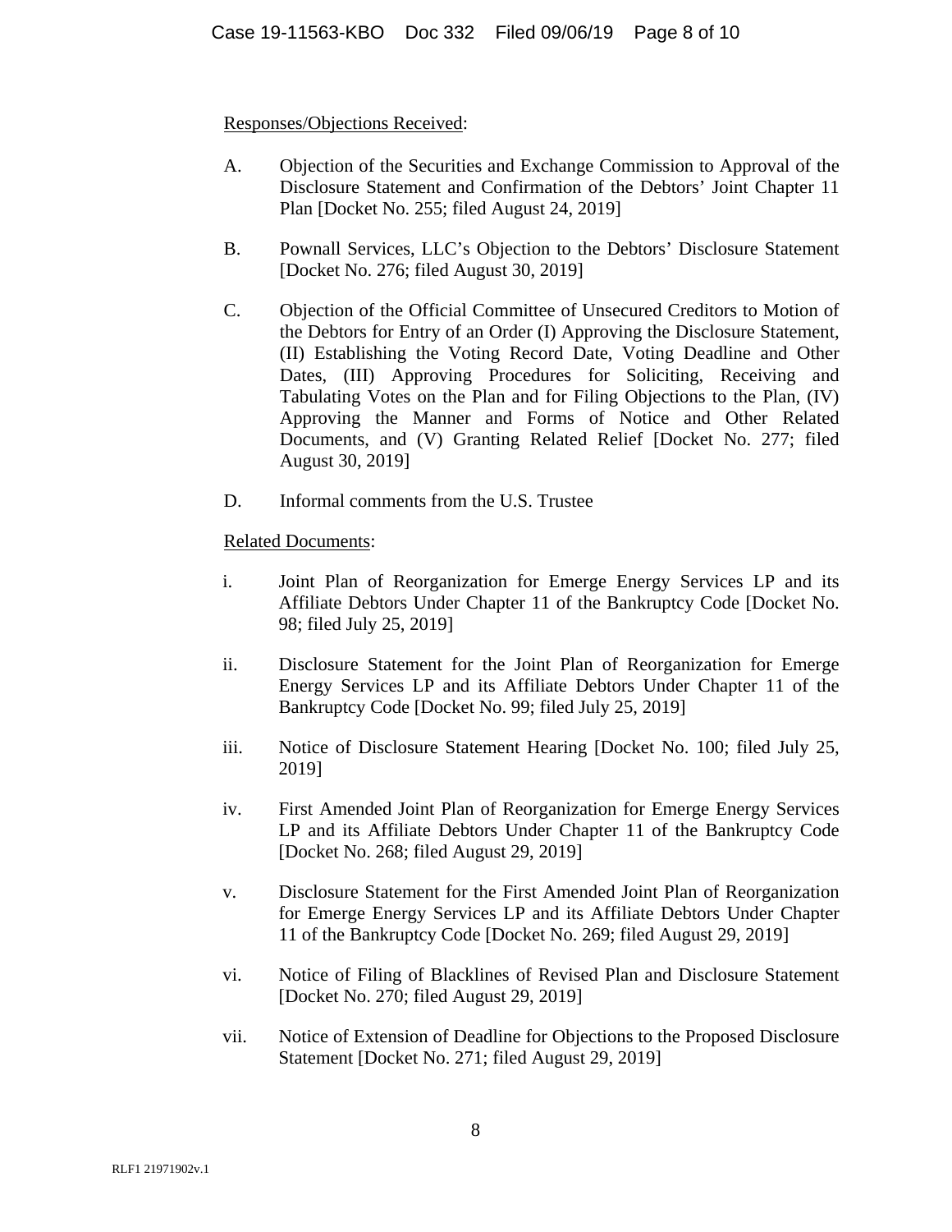<u>Responses/Objections Received</u>:

A. Objection of the Securities and Exchange Commission to Approval of the Disclosure Statement and Confirmation of the Debtors' Joint Chapter 11 Plan [Docket No. 255; filed August 24, 2019]

B. Pownall Services, LLC's Objection to the Debtors' Disclosure Statement [Docket No. 276; filed August 30, 2019]

C. Objection of the Official Committee of Unsecured Creditors to Motion of the Debtors for Entry of an Order (I) Approving the Disclosure Statement, (II) Establishing the Voting Record Date, Voting Deadline and Other Dates, (III) Approving Procedures for Soliciting, Receiving and Tabulating Votes on the Plan and for Filing Objections to the Plan, (IV) Approving the Manner and Forms of Notice and Other Related Documents, and (V) Granting Related Relief [Docket No. 277; filed August 30, 2019]

D. Informal comments from the U.S. Trustee

<u>Related Documents</u>:

i. Joint Plan of Reorganization for Emerge Energy Services LP and its Affiliate Debtors Under Chapter 11 of the Bankruptcy Code [Docket No. 98; filed July 25, 2019]

ii. Disclosure Statement for the Joint Plan of Reorganization for Emerge Energy Services LP and its Affiliate Debtors Under Chapter 11 of the Bankruptcy Code [Docket No. 99; filed July 25, 2019]

iii. Notice of Disclosure Statement Hearing [Docket No. 100; filed July 25, 2019]

iv. First Amended Joint Plan of Reorganization for Emerge Energy Services LP and its Affiliate Debtors Under Chapter 11 of the Bankruptcy Code [Docket No. 268; filed August 29, 2019]

v. Disclosure Statement for the First Amended Joint Plan of Reorganization for Emerge Energy Services LP and its Affiliate Debtors Under Chapter 11 of the Bankruptcy Code [Docket No. 269; filed August 29, 2019]

vi. Notice of Filing of Blacklines of Revised Plan and Disclosure Statement [Docket No. 270; filed August 29, 2019]

vii. Notice of Extension of Deadline for Objections to the Proposed Disclosure Statement [Docket No. 271; filed August 29, 2019]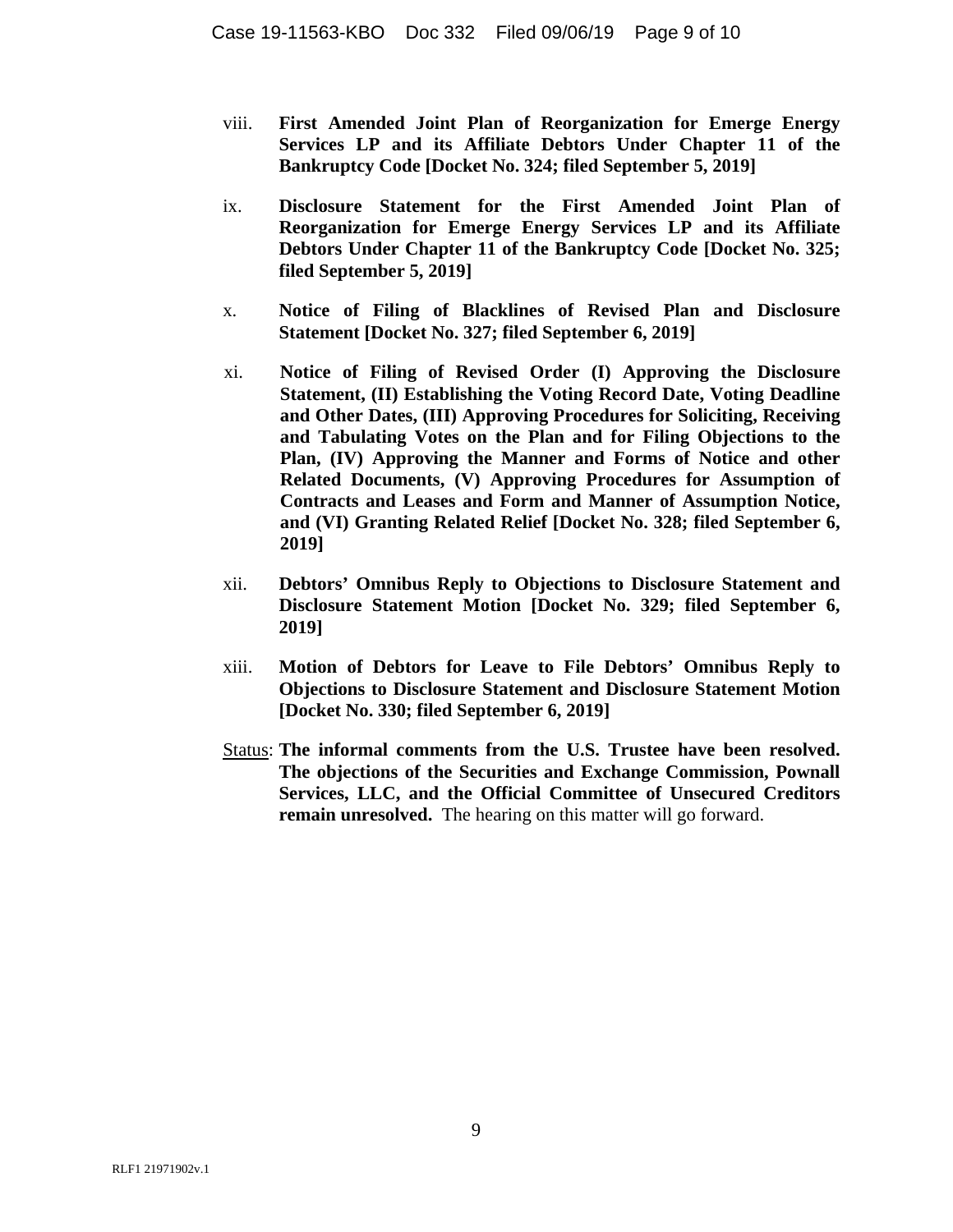viii. **First Amended Joint Plan of Reorganization for Emerge Energy Services LP and its Affiliate Debtors Under Chapter 11 of the Bankruptcy Code [Docket No. 324; filed September 5, 2019]**

ix. **Disclosure Statement for the First Amended Joint Plan of Reorganization for Emerge Energy Services LP and its Affiliate Debtors Under Chapter 11 of the Bankruptcy Code [Docket No. 325; filed September 5, 2019]**

x. **Notice of Filing of Blacklines of Revised Plan and Disclosure Statement [Docket No. 327; filed September 6, 2019]**

xi. **Notice of Filing of Revised Order (I) Approving the Disclosure Statement, (II) Establishing the Voting Record Date, Voting Deadline and Other Dates, (III) Approving Procedures for Soliciting, Receiving and Tabulating Votes on the Plan and for Filing Objections to the Plan, (IV) Approving the Manner and Forms of Notice and other Related Documents, (V) Approving Procedures for Assumption of Contracts and Leases and Form and Manner of Assumption Notice, and (VI) Granting Related Relief [Docket No. 328; filed September 6, 2019]**

xii. **Debtors' Omnibus Reply to Objections to Disclosure Statement and Disclosure Statement Motion [Docket No. 329; filed September 6, 2019]**

xiii. **Motion of Debtors for Leave to File Debtors' Omnibus Reply to Objections to Disclosure Statement and Disclosure Statement Motion [Docket No. 330; filed September 6, 2019]**

Status: **The informal comments from the U.S. Trustee have been resolved. The objections of the Securities and Exchange Commission, Pownall Services, LLC, and the Official Committee of Unsecured Creditors remain unresolved.** The hearing on this matter will go forward.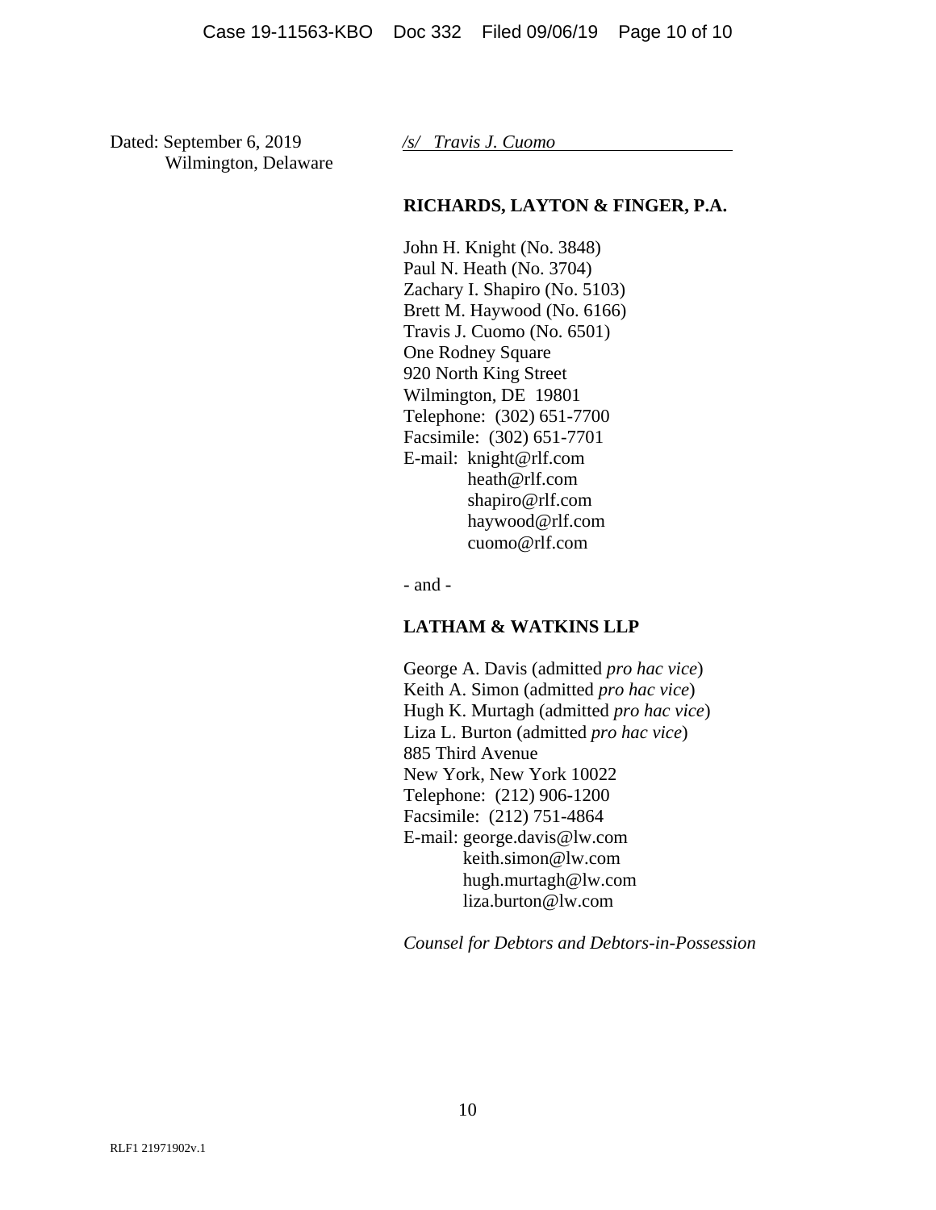Dated: September 6, 2019
Wilmington, Delaware

*/s/ Travis J. Cuomo*

**RICHARDS, LAYTON & FINGER, P.A.**

John H. Knight (No. 3848)
Paul N. Heath (No. 3704)
Zachary I. Shapiro (No. 5103)
Brett M. Haywood (No. 6166)
Travis J. Cuomo (No. 6501)
One Rodney Square
920 North King Street
Wilmington, DE 19801
Telephone: (302) 651-7700
Facsimile: (302) 651-7701
E-mail: knight@rlf.com
heath@rlf.com
shapiro@rlf.com
haywood@rlf.com
cuomo@rlf.com

- and -

**LATHAM & WATKINS LLP**

George A. Davis (admitted *pro hac vice*)
Keith A. Simon (admitted *pro hac vice*)
Hugh K. Murtagh (admitted *pro hac vice*)
Liza L. Burton (admitted *pro hac vice*)
885 Third Avenue
New York, New York 10022
Telephone: (212) 906-1200
Facsimile: (212) 751-4864
E-mail: george.davis@lw.com
keith.simon@lw.com
hugh.murtagh@lw.com
liza.burton@lw.com

*Counsel for Debtors and Debtors-in-Possession*

RLF1 21971902v.1